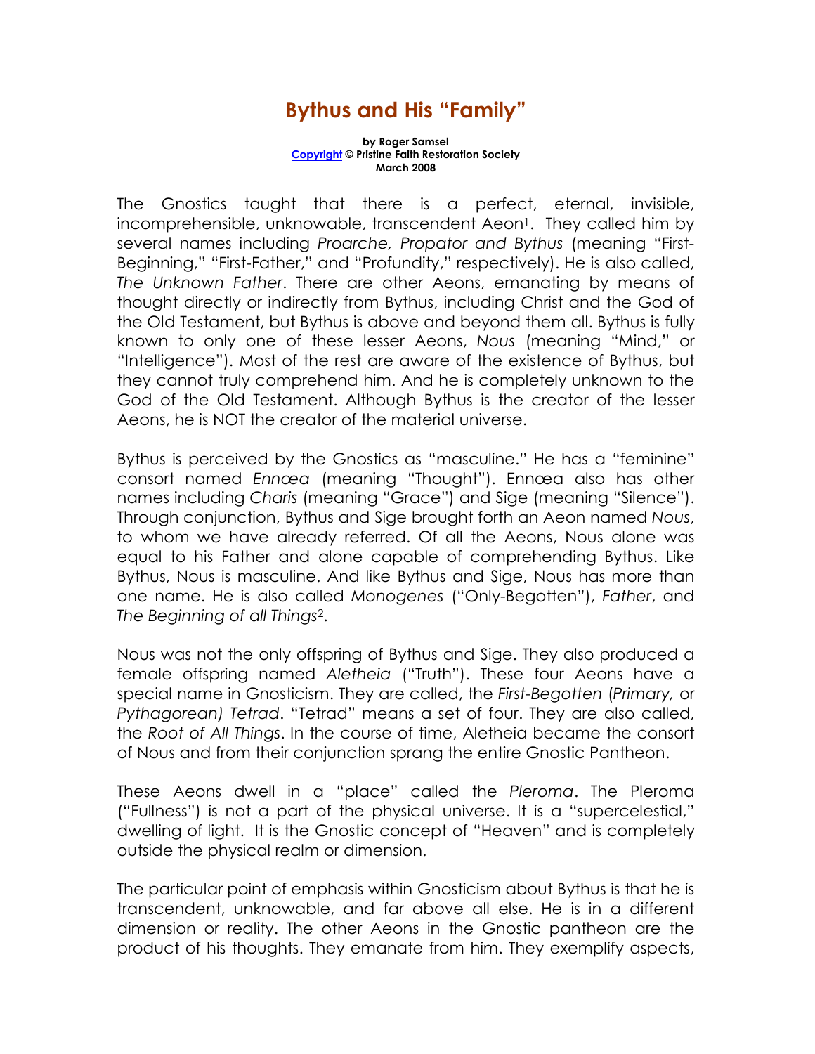# Bythus and His "Family"

**by Roger Samsel**
**Copyright © Pristine Faith Restoration Society**
**March 2008**

The Gnostics taught that there is a perfect, eternal, invisible, incomprehensible, unknowable, transcendent Aeon[1]. They called him by several names including *Proarche, Propator and Bythus* (meaning "First-Beginning," "First-Father," and "Profundity," respectively). He is also called, *The Unknown Father*. There are other Aeons, emanating by means of thought directly or indirectly from Bythus, including Christ and the God of the Old Testament, but Bythus is above and beyond them all. Bythus is fully known to only one of these lesser Aeons, *Nous* (meaning "Mind," or "Intelligence"). Most of the rest are aware of the existence of Bythus, but they cannot truly comprehend him. And he is completely unknown to the God of the Old Testament. Although Bythus is the creator of the lesser Aeons, he is NOT the creator of the material universe.

Bythus is perceived by the Gnostics as "masculine." He has a "feminine" consort named *Ennœa* (meaning "Thought"). Ennœa also has other names including *Charis* (meaning "Grace") and Sige (meaning "Silence"). Through conjunction, Bythus and Sige brought forth an Aeon named *Nous*, to whom we have already referred. Of all the Aeons, Nous alone was equal to his Father and alone capable of comprehending Bythus. Like Bythus, Nous is masculine. And like Bythus and Sige, Nous has more than one name. He is also called *Monogenes* ("Only-Begotten"), *Father*, and *The Beginning of all Things*[2].

Nous was not the only offspring of Bythus and Sige. They also produced a female offspring named *Aletheia* ("Truth"). These four Aeons have a special name in Gnosticism. They are called, the *First-Begotten* (*Primary,* or *Pythagorean) Tetrad*. "Tetrad" means a set of four. They are also called, the *Root of All Things*. In the course of time, Aletheia became the consort of Nous and from their conjunction sprang the entire Gnostic Pantheon.

These Aeons dwell in a "place" called the *Pleroma*. The Pleroma ("Fullness") is not a part of the physical universe. It is a "supercelestial," dwelling of light. It is the Gnostic concept of "Heaven" and is completely outside the physical realm or dimension.

The particular point of emphasis within Gnosticism about Bythus is that he is transcendent, unknowable, and far above all else. He is in a different dimension or reality. The other Aeons in the Gnostic pantheon are the product of his thoughts. They emanate from him. They exemplify aspects,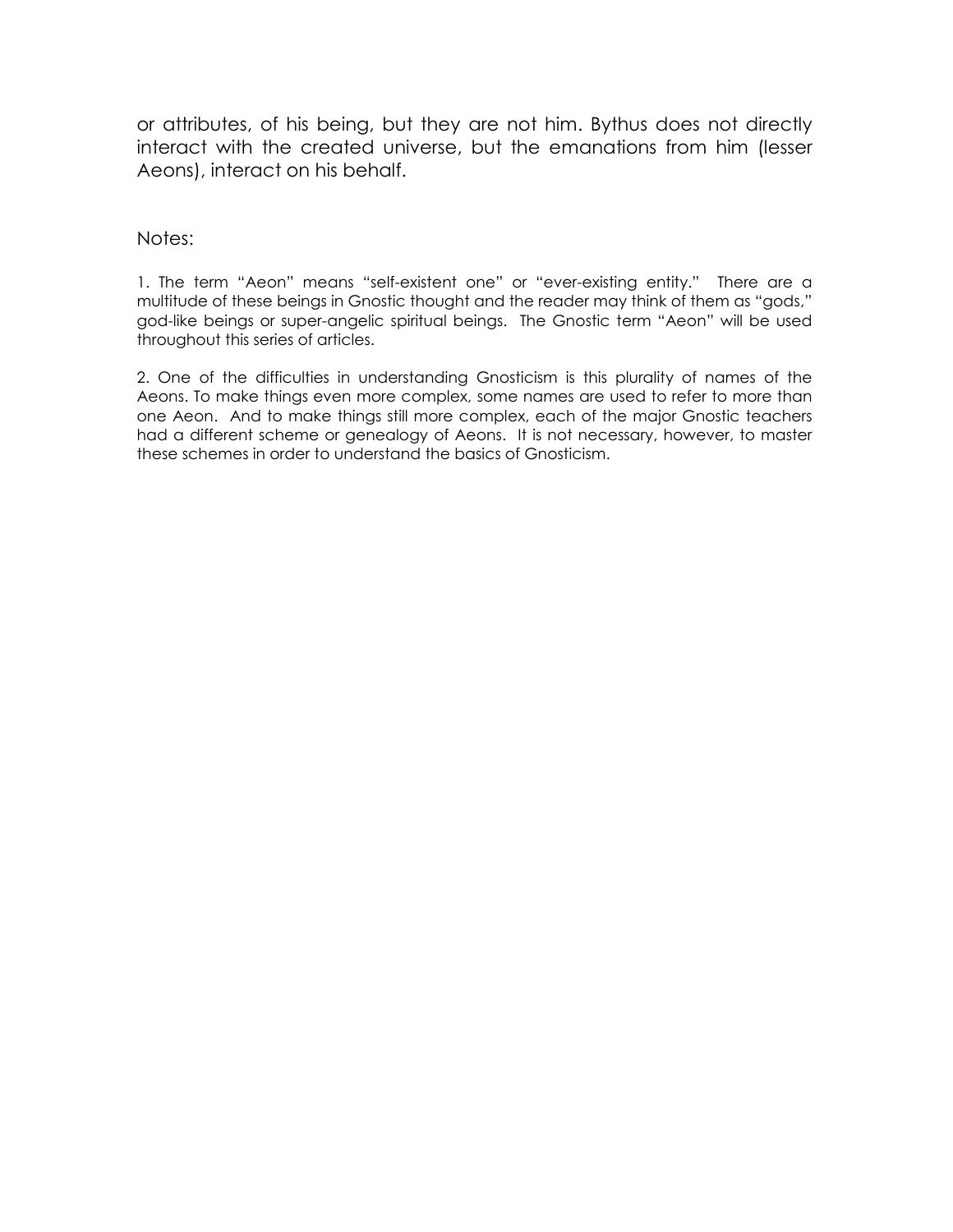or attributes, of his being, but they are not him. Bythus does not directly interact with the created universe, but the emanations from him (lesser Aeons), interact on his behalf.

Notes:

1. The term "Aeon" means "self-existent one" or "ever-existing entity." There are a multitude of these beings in Gnostic thought and the reader may think of them as "gods," god-like beings or super-angelic spiritual beings. The Gnostic term "Aeon" will be used throughout this series of articles.

2. One of the difficulties in understanding Gnosticism is this plurality of names of the Aeons. To make things even more complex, some names are used to refer to more than one Aeon. And to make things still more complex, each of the major Gnostic teachers had a different scheme or genealogy of Aeons. It is not necessary, however, to master these schemes in order to understand the basics of Gnosticism.